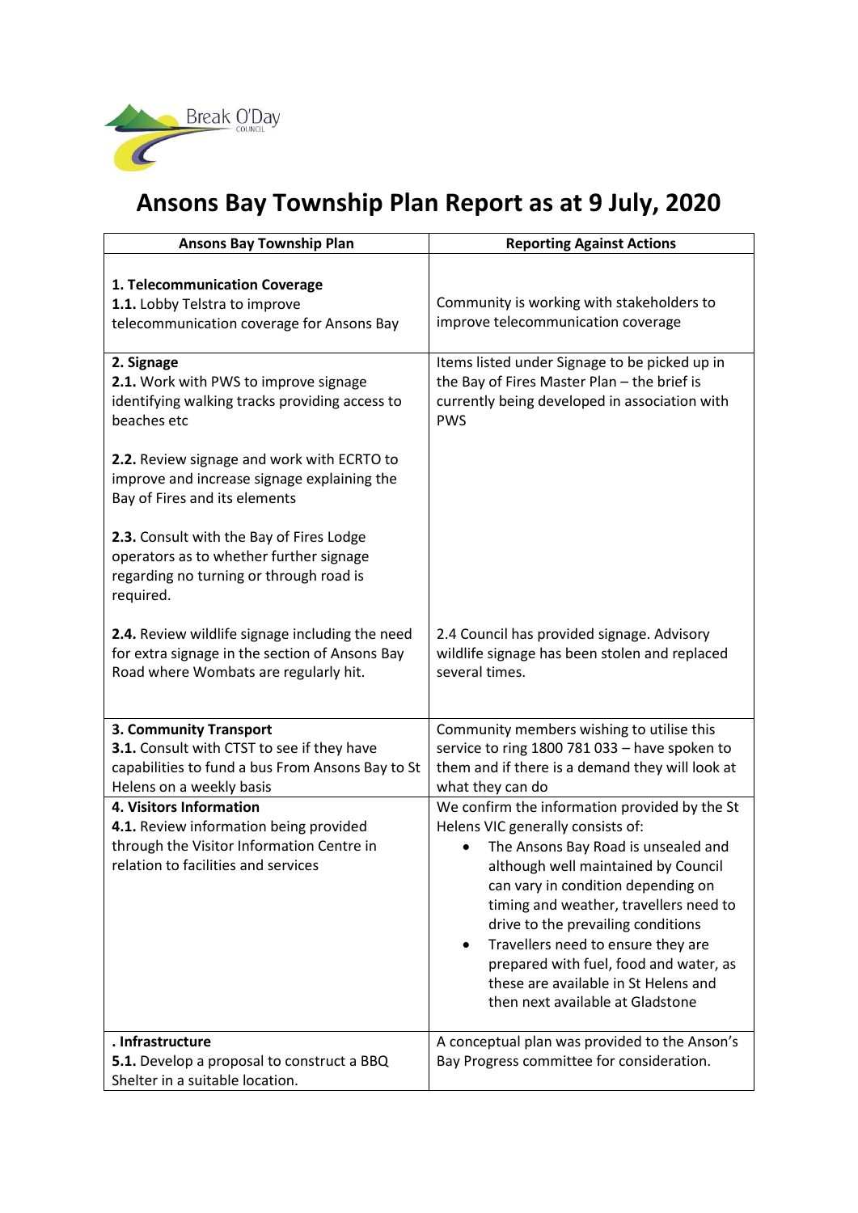# Ansons Bay Township Plan Report as at 9 July, 2020

| Ansons Bay Township Plan | Reporting Against Actions |
|---|---|
| **1. Telecommunication Coverage**<br>**1.1.** Lobby Telstra to improve telecommunication coverage for Ansons Bay | Community is working with stakeholders to improve telecommunication coverage |
| **2. Signage**<br>**2.1.** Work with PWS to improve signage identifying walking tracks providing access to beaches etc<br><br>**2.2.** Review signage and work with ECRTO to improve and increase signage explaining the Bay of Fires and its elements<br><br>**2.3.** Consult with the Bay of Fires Lodge operators as to whether further signage regarding no turning or through road is required.<br><br>**2.4.** Review wildlife signage including the need for extra signage in the section of Ansons Bay Road where Wombats are regularly hit. | Items listed under Signage to be picked up in the Bay of Fires Master Plan – the brief is currently being developed in association with PWS<br><br>2.4 Council has provided signage. Advisory wildlife signage has been stolen and replaced several times. |
| **3. Community Transport**<br>**3.1.** Consult with CTST to see if they have capabilities to fund a bus From Ansons Bay to St Helens on a weekly basis | Community members wishing to utilise this service to ring 1800 781 033 – have spoken to them and if there is a demand they will look at what they can do |
| **4. Visitors Information**<br>**4.1.** Review information being provided through the Visitor Information Centre in relation to facilities and services | We confirm the information provided by the St Helens VIC generally consists of:<br>• The Ansons Bay Road is unsealed and although well maintained by Council can vary in condition depending on timing and weather, travellers need to drive to the prevailing conditions<br>• Travellers need to ensure they are prepared with fuel, food and water, as these are available in St Helens and then next available at Gladstone |
| **. Infrastructure**<br>**5.1.** Develop a proposal to construct a BBQ Shelter in a suitable location. | A conceptual plan was provided to the Anson's Bay Progress committee for consideration. |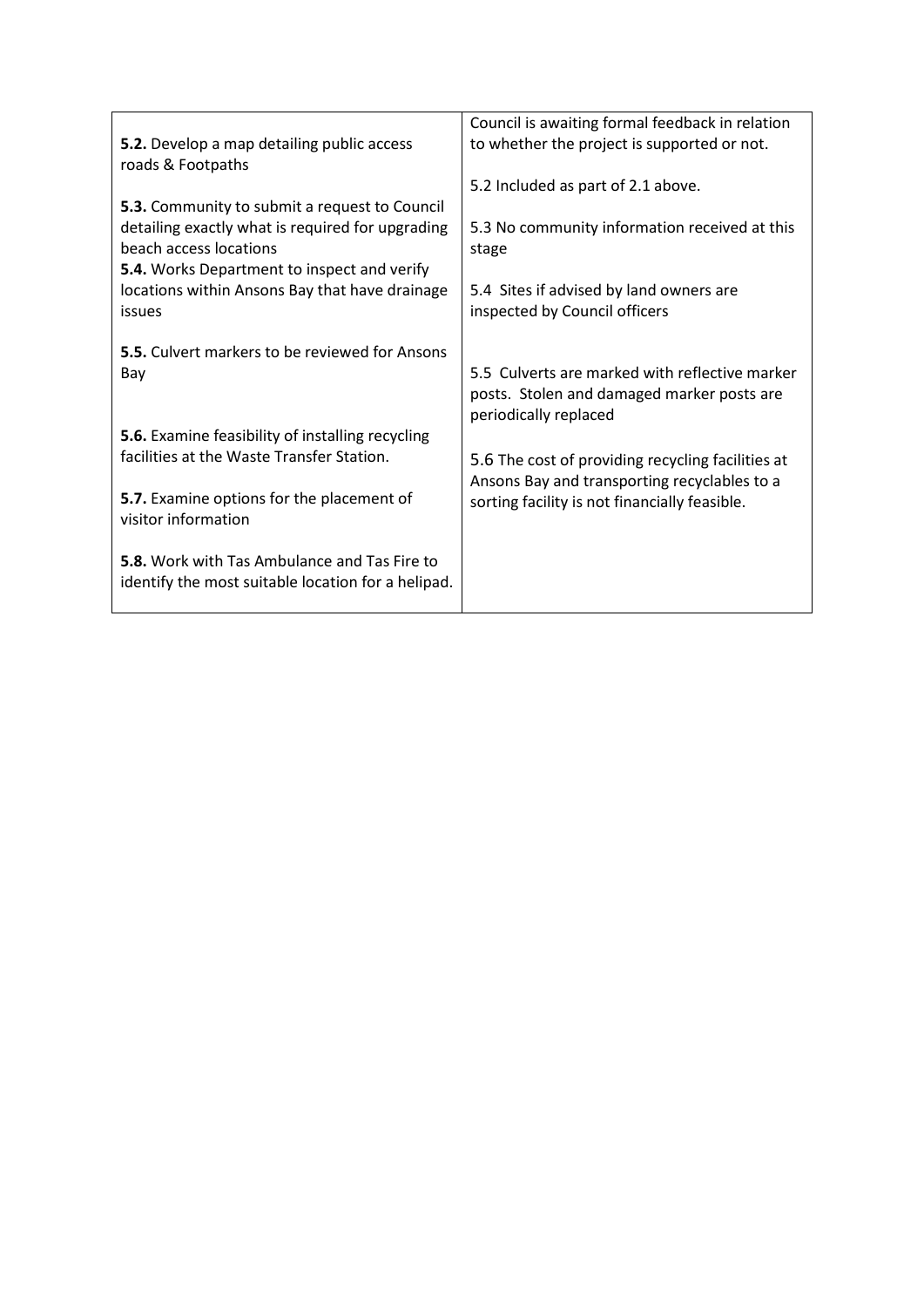| | |
|---|---|
| | Council is awaiting formal feedback in relation to whether the project is supported or not. |
| **5.2.** Develop a map detailing public access roads & Footpaths | 5.2 Included as part of 2.1 above. |
| **5.3.** Community to submit a request to Council detailing exactly what is required for upgrading beach access locations | 5.3 No community information received at this stage |
| **5.4.** Works Department to inspect and verify locations within Ansons Bay that have drainage issues | 5.4 Sites if advised by land owners are inspected by Council officers |
| **5.5.** Culvert markers to be reviewed for Ansons Bay | 5.5 Culverts are marked with reflective marker posts. Stolen and damaged marker posts are periodically replaced |
| **5.6.** Examine feasibility of installing recycling facilities at the Waste Transfer Station. | 5.6 The cost of providing recycling facilities at Ansons Bay and transporting recyclables to a sorting facility is not financially feasible. |
| **5.7.** Examine options for the placement of visitor information | |
| **5.8.** Work with Tas Ambulance and Tas Fire to identify the most suitable location for a helipad. | |